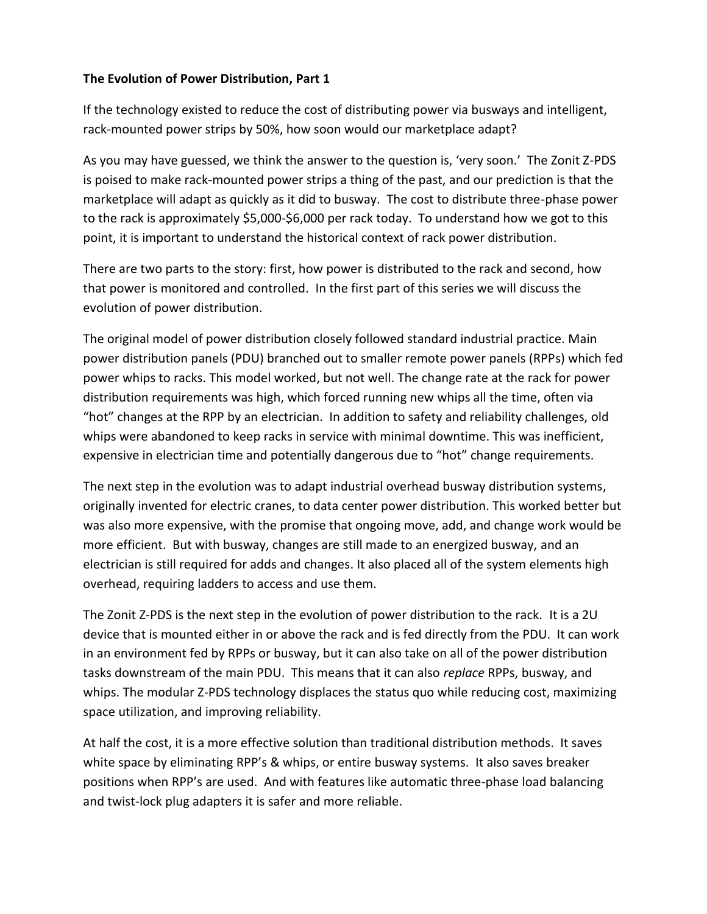**The Evolution of Power Distribution, Part 1**

If the technology existed to reduce the cost of distributing power via busways and intelligent, rack-mounted power strips by 50%, how soon would our marketplace adapt?

As you may have guessed, we think the answer to the question is, 'very soon.' The Zonit Z-PDS is poised to make rack-mounted power strips a thing of the past, and our prediction is that the marketplace will adapt as quickly as it did to busway. The cost to distribute three-phase power to the rack is approximately $5,000-$6,000 per rack today. To understand how we got to this point, it is important to understand the historical context of rack power distribution.

There are two parts to the story: first, how power is distributed to the rack and second, how that power is monitored and controlled. In the first part of this series we will discuss the evolution of power distribution.

The original model of power distribution closely followed standard industrial practice. Main power distribution panels (PDU) branched out to smaller remote power panels (RPPs) which fed power whips to racks. This model worked, but not well. The change rate at the rack for power distribution requirements was high, which forced running new whips all the time, often via "hot" changes at the RPP by an electrician. In addition to safety and reliability challenges, old whips were abandoned to keep racks in service with minimal downtime. This was inefficient, expensive in electrician time and potentially dangerous due to "hot" change requirements.

The next step in the evolution was to adapt industrial overhead busway distribution systems, originally invented for electric cranes, to data center power distribution. This worked better but was also more expensive, with the promise that ongoing move, add, and change work would be more efficient. But with busway, changes are still made to an energized busway, and an electrician is still required for adds and changes. It also placed all of the system elements high overhead, requiring ladders to access and use them.

The Zonit Z-PDS is the next step in the evolution of power distribution to the rack. It is a 2U device that is mounted either in or above the rack and is fed directly from the PDU. It can work in an environment fed by RPPs or busway, but it can also take on all of the power distribution tasks downstream of the main PDU. This means that it can also *replace* RPPs, busway, and whips. The modular Z-PDS technology displaces the status quo while reducing cost, maximizing space utilization, and improving reliability.

At half the cost, it is a more effective solution than traditional distribution methods. It saves white space by eliminating RPP's & whips, or entire busway systems. It also saves breaker positions when RPP's are used. And with features like automatic three-phase load balancing and twist-lock plug adapters it is safer and more reliable.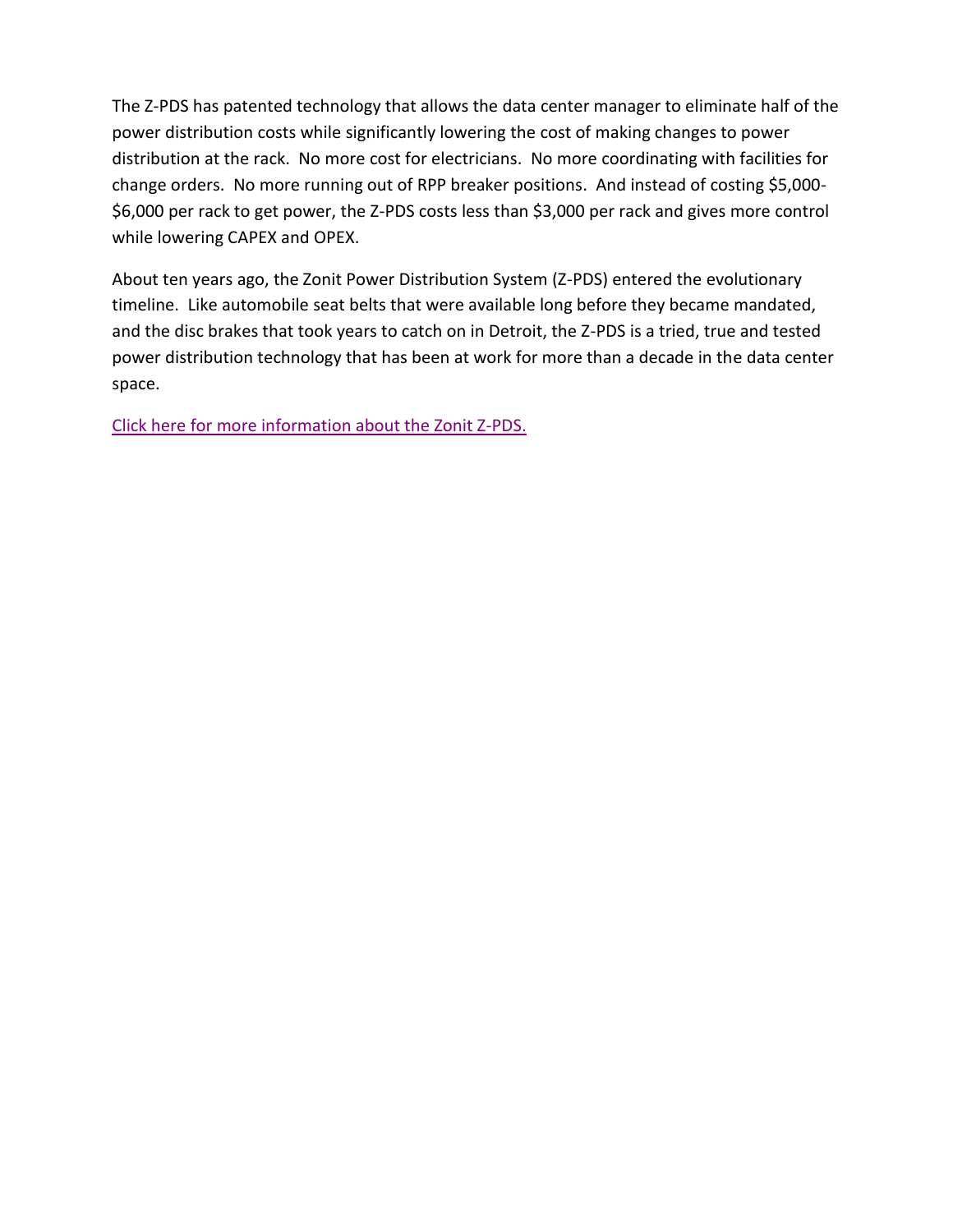The Z-PDS has patented technology that allows the data center manager to eliminate half of the power distribution costs while significantly lowering the cost of making changes to power distribution at the rack. No more cost for electricians. No more coordinating with facilities for change orders. No more running out of RPP breaker positions. And instead of costing $5,000-$6,000 per rack to get power, the Z-PDS costs less than $3,000 per rack and gives more control while lowering CAPEX and OPEX.

About ten years ago, the Zonit Power Distribution System (Z-PDS) entered the evolutionary timeline. Like automobile seat belts that were available long before they became mandated, and the disc brakes that took years to catch on in Detroit, the Z-PDS is a tried, true and tested power distribution technology that has been at work for more than a decade in the data center space.

Click here for more information about the Zonit Z-PDS.